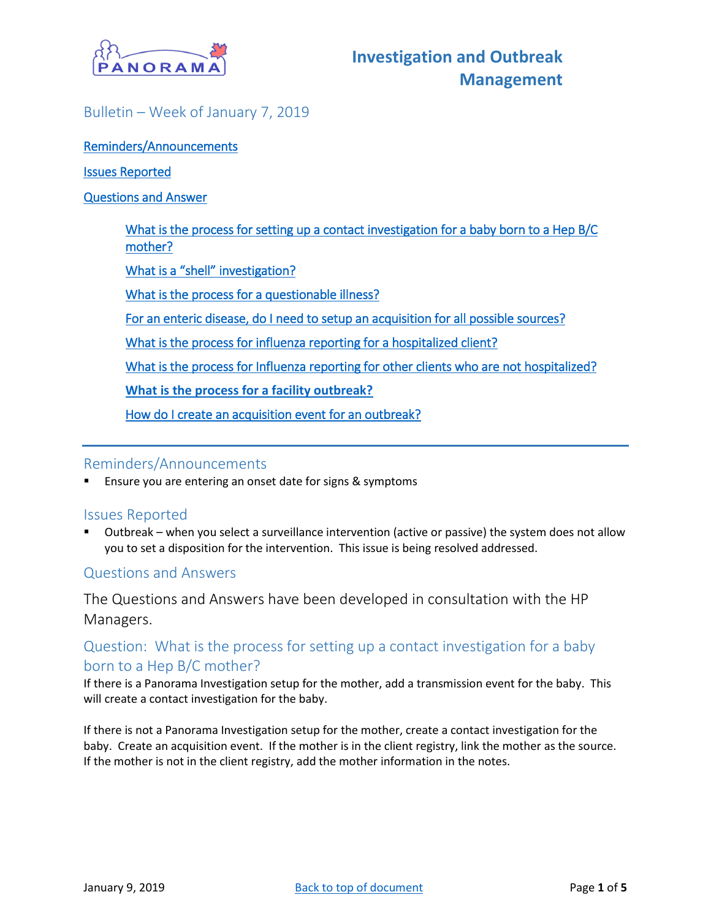# Investigation and Outbreak Management

## Bulletin – Week of January 7, 2019

[Reminders/Announcements](#)

[Issues Reported](#)

[Questions and Answer](#)

- [What is the process for setting up a contact investigation for a baby born to a Hep B/C mother?](#)
- [What is a "shell" investigation?](#)
- [What is the process for a questionable illness?](#)
- [For an enteric disease, do I need to setup an acquisition for all possible sources?](#)
- [What is the process for influenza reporting for a hospitalized client?](#)
- [What is the process for Influenza reporting for other clients who are not hospitalized?](#)
- [**What is the process for a facility outbreak?**](#)
- [How do I create an acquisition event for an outbreak?](#)

---

## Reminders/Announcements

- Ensure you are entering an onset date for signs & symptoms

## Issues Reported

- Outbreak – when you select a surveillance intervention (active or passive) the system does not allow you to set a disposition for the intervention. This issue is being resolved addressed.

## Questions and Answers

The Questions and Answers have been developed in consultation with the HP Managers.

### Question: What is the process for setting up a contact investigation for a baby born to a Hep B/C mother?

If there is a Panorama Investigation setup for the mother, add a transmission event for the baby. This will create a contact investigation for the baby.

If there is not a Panorama Investigation setup for the mother, create a contact investigation for the baby. Create an acquisition event. If the mother is in the client registry, link the mother as the source. If the mother is not in the client registry, add the mother information in the notes.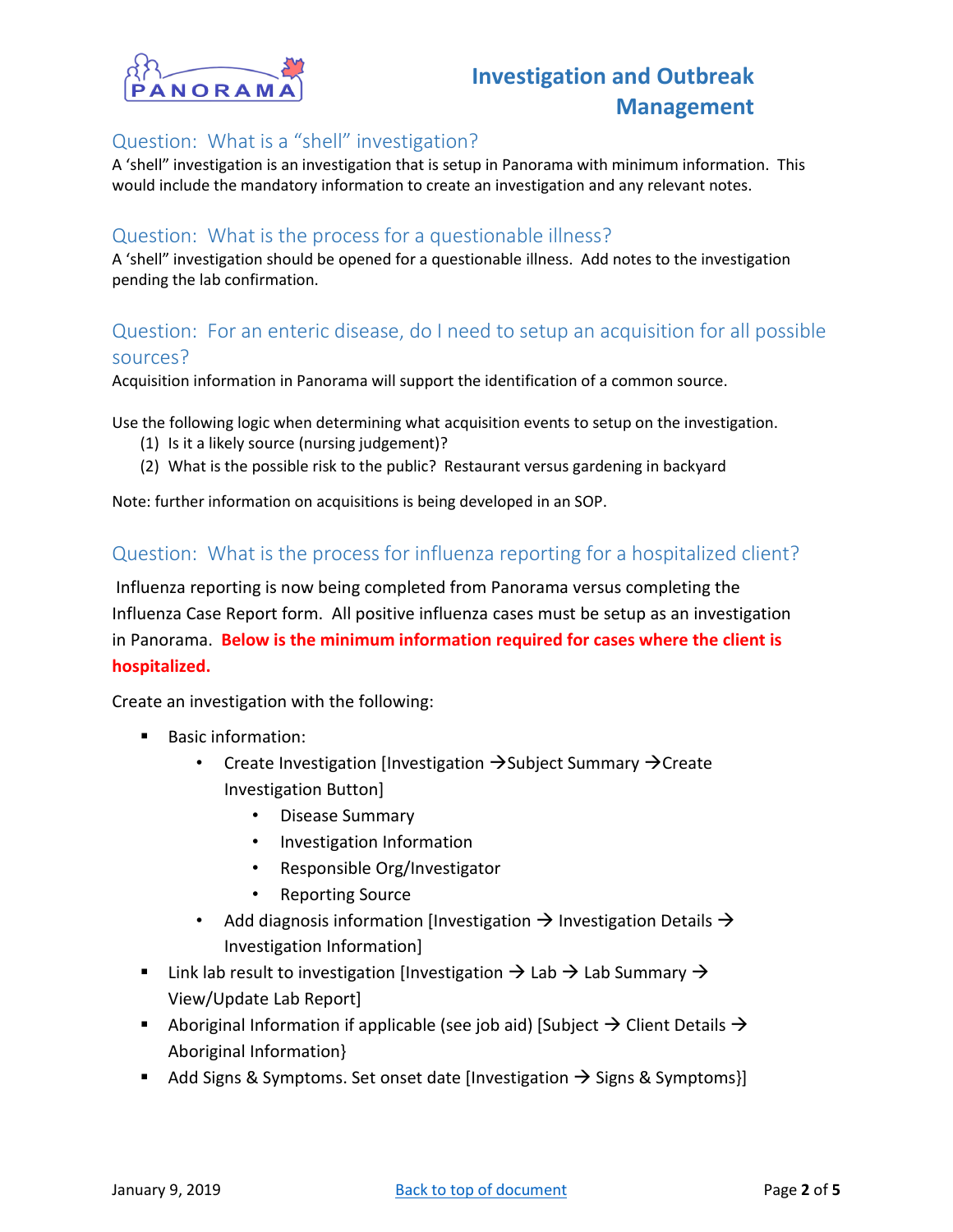## Question: What is a "shell" investigation?

A 'shell" investigation is an investigation that is setup in Panorama with minimum information. This would include the mandatory information to create an investigation and any relevant notes.

## Question: What is the process for a questionable illness?

A 'shell" investigation should be opened for a questionable illness. Add notes to the investigation pending the lab confirmation.

## Question: For an enteric disease, do I need to setup an acquisition for all possible sources?

Acquisition information in Panorama will support the identification of a common source.

Use the following logic when determining what acquisition events to setup on the investigation.

(1) Is it a likely source (nursing judgement)?
(2) What is the possible risk to the public? Restaurant versus gardening in backyard

Note: further information on acquisitions is being developed in an SOP.

## Question: What is the process for influenza reporting for a hospitalized client?

Influenza reporting is now being completed from Panorama versus completing the Influenza Case Report form. All positive influenza cases must be setup as an investigation in Panorama. **Below is the minimum information required for cases where the client is hospitalized.**

Create an investigation with the following:

- Basic information:
  - Create Investigation [Investigation →Subject Summary →Create Investigation Button]
    - Disease Summary
    - Investigation Information
    - Responsible Org/Investigator
    - Reporting Source
  - Add diagnosis information [Investigation → Investigation Details → Investigation Information]
- Link lab result to investigation [Investigation → Lab → Lab Summary → View/Update Lab Report]
- Aboriginal Information if applicable (see job aid) [Subject → Client Details → Aboriginal Information}
- Add Signs & Symptoms. Set onset date [Investigation → Signs & Symptoms}]

January 9, 2019

[Back to top of document]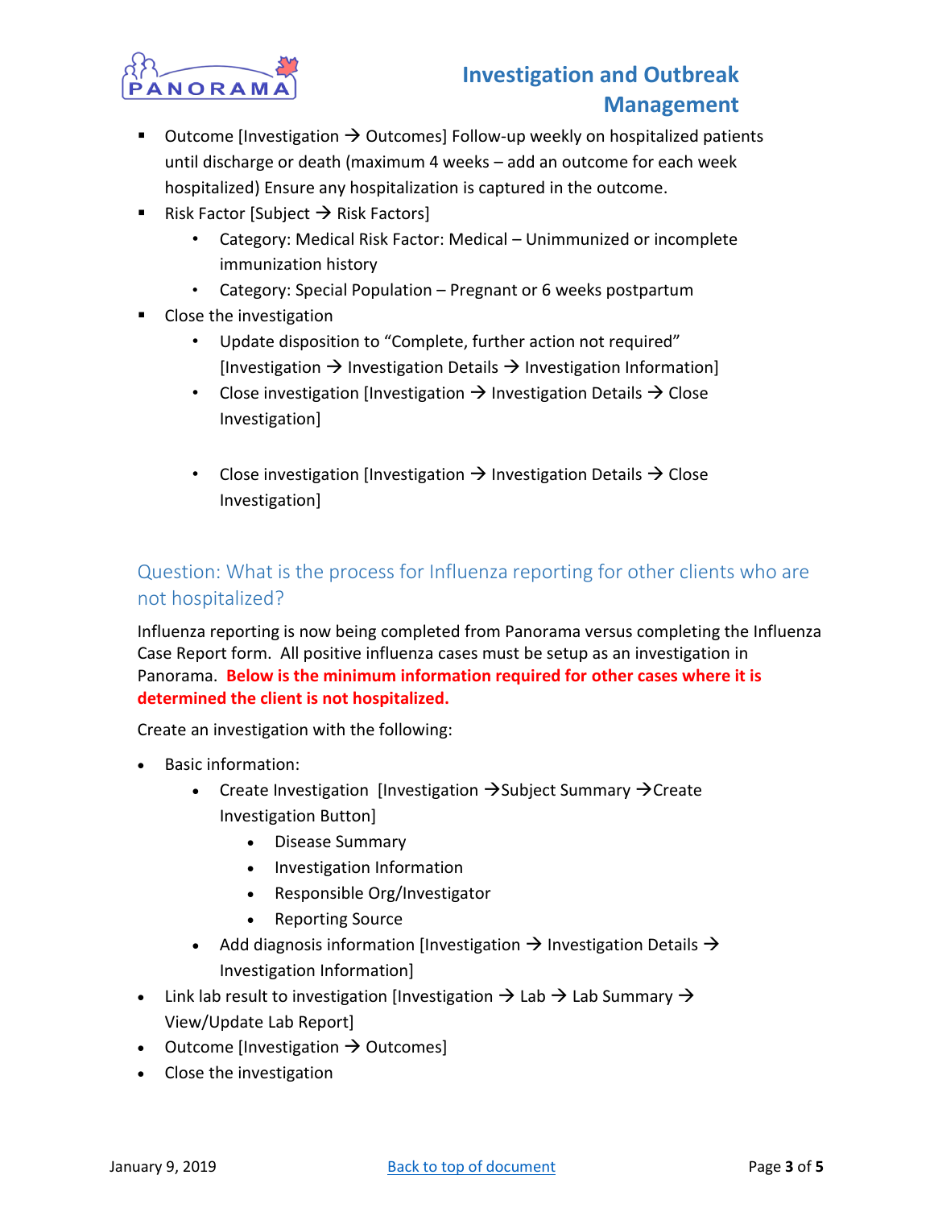- Outcome [Investigation → Outcomes] Follow-up weekly on hospitalized patients until discharge or death (maximum 4 weeks – add an outcome for each week hospitalized) Ensure any hospitalization is captured in the outcome.
- Risk Factor [Subject → Risk Factors]
  - Category: Medical Risk Factor: Medical – Unimmunized or incomplete immunization history
  - Category: Special Population – Pregnant or 6 weeks postpartum
- Close the investigation
  - Update disposition to "Complete, further action not required" [Investigation → Investigation Details → Investigation Information]
  - Close investigation [Investigation → Investigation Details → Close Investigation]

  - Close investigation [Investigation → Investigation Details → Close Investigation]

## Question: What is the process for Influenza reporting for other clients who are not hospitalized?

Influenza reporting is now being completed from Panorama versus completing the Influenza Case Report form. All positive influenza cases must be setup as an investigation in Panorama. **Below is the minimum information required for other cases where it is determined the client is not hospitalized.**

Create an investigation with the following:

- Basic information:
  - Create Investigation [Investigation →Subject Summary →Create Investigation Button]
    - Disease Summary
    - Investigation Information
    - Responsible Org/Investigator
    - Reporting Source
  - Add diagnosis information [Investigation → Investigation Details → Investigation Information]
- Link lab result to investigation [Investigation → Lab → Lab Summary → View/Update Lab Report]
- Outcome [Investigation → Outcomes]
- Close the investigation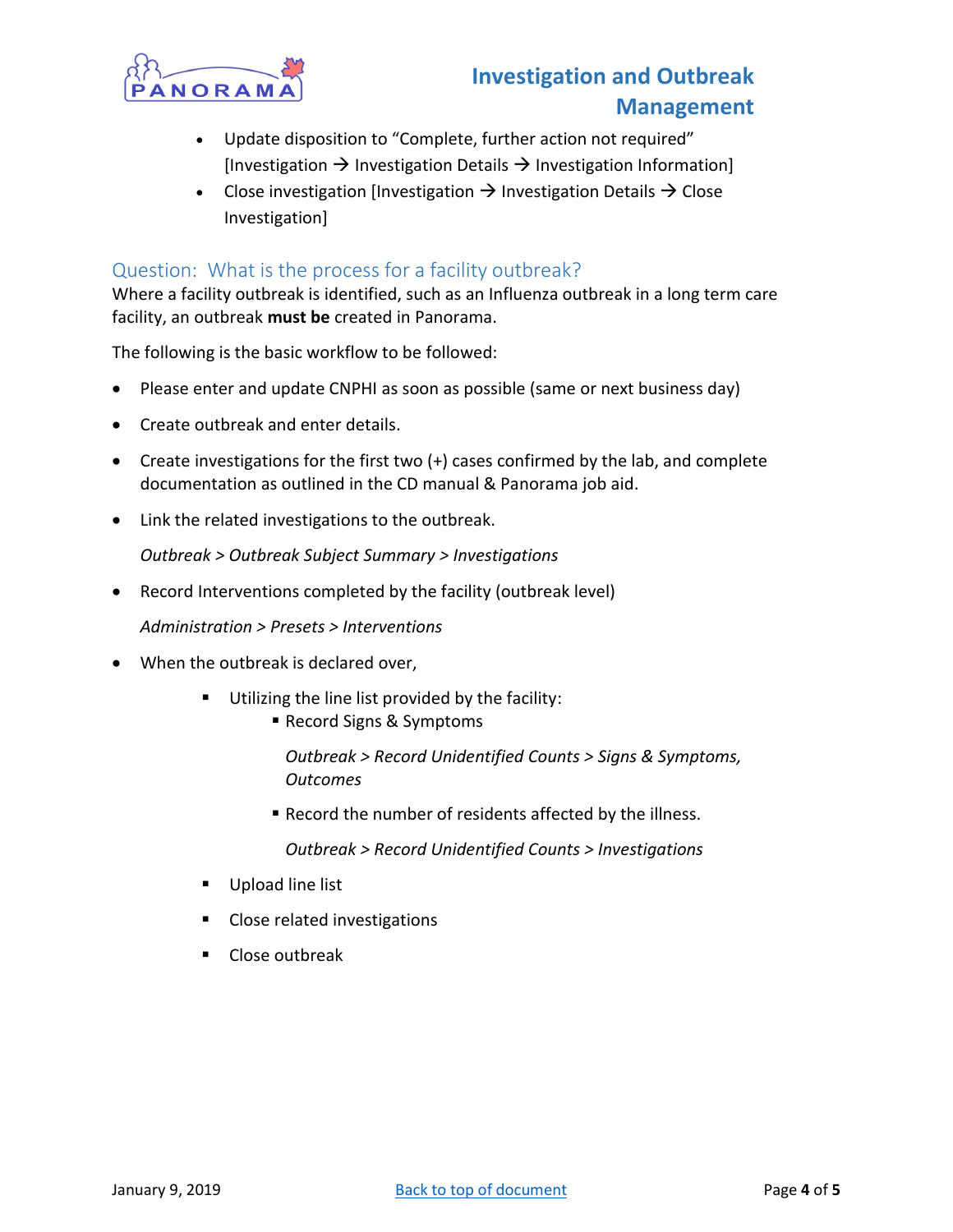- Update disposition to "Complete, further action not required" [Investigation → Investigation Details → Investigation Information]
- Close investigation [Investigation → Investigation Details → Close Investigation]

## Question: What is the process for a facility outbreak?

Where a facility outbreak is identified, such as an Influenza outbreak in a long term care facility, an outbreak **must be** created in Panorama.

The following is the basic workflow to be followed:

- Please enter and update CNPHI as soon as possible (same or next business day)
- Create outbreak and enter details.
- Create investigations for the first two (+) cases confirmed by the lab, and complete documentation as outlined in the CD manual & Panorama job aid.
- Link the related investigations to the outbreak.

  *Outbreak > Outbreak Subject Summary > Investigations*

- Record Interventions completed by the facility (outbreak level)

  *Administration > Presets > Interventions*

- When the outbreak is declared over,
  - Utilizing the line list provided by the facility:
    - Record Signs & Symptoms

      *Outbreak > Record Unidentified Counts > Signs & Symptoms, Outcomes*

    - Record the number of residents affected by the illness.

      *Outbreak > Record Unidentified Counts > Investigations*

  - Upload line list
  - Close related investigations
  - Close outbreak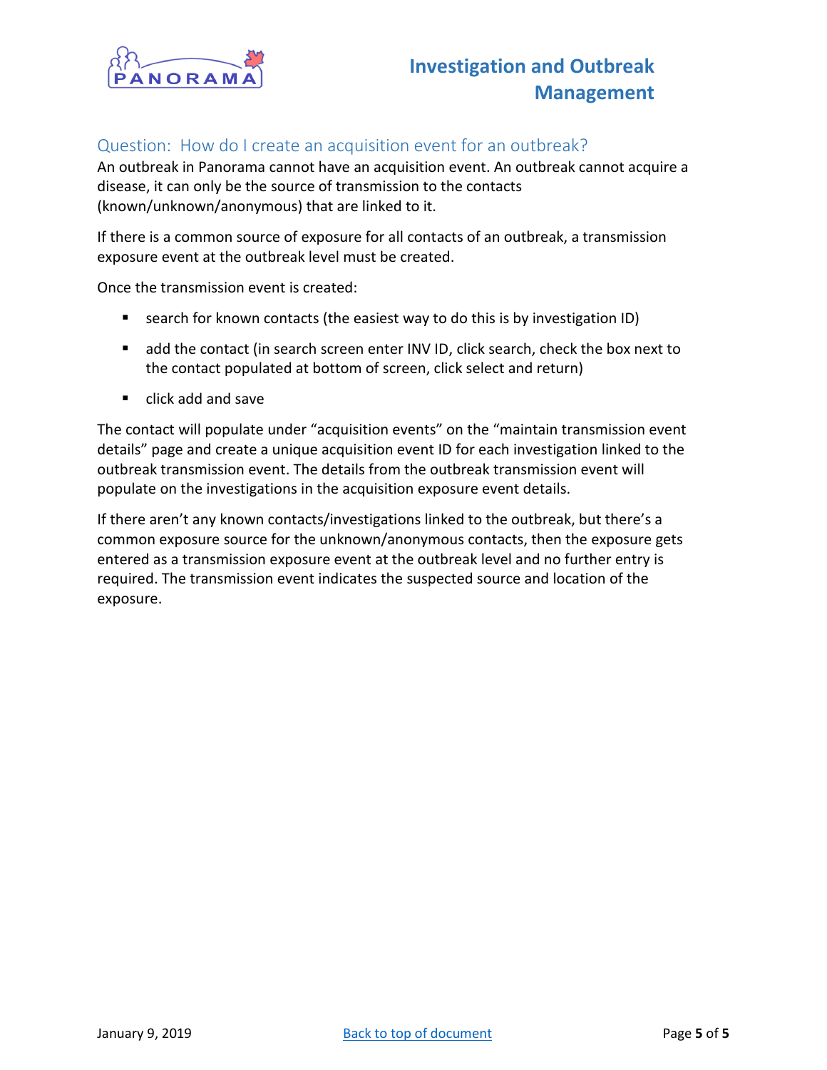## Question: How do I create an acquisition event for an outbreak?

An outbreak in Panorama cannot have an acquisition event. An outbreak cannot acquire a disease, it can only be the source of transmission to the contacts (known/unknown/anonymous) that are linked to it.

If there is a common source of exposure for all contacts of an outbreak, a transmission exposure event at the outbreak level must be created.

Once the transmission event is created:

- search for known contacts (the easiest way to do this is by investigation ID)
- add the contact (in search screen enter INV ID, click search, check the box next to the contact populated at bottom of screen, click select and return)
- click add and save

The contact will populate under "acquisition events" on the "maintain transmission event details" page and create a unique acquisition event ID for each investigation linked to the outbreak transmission event. The details from the outbreak transmission event will populate on the investigations in the acquisition exposure event details.

If there aren't any known contacts/investigations linked to the outbreak, but there's a common exposure source for the unknown/anonymous contacts, then the exposure gets entered as a transmission exposure event at the outbreak level and no further entry is required. The transmission event indicates the suspected source and location of the exposure.